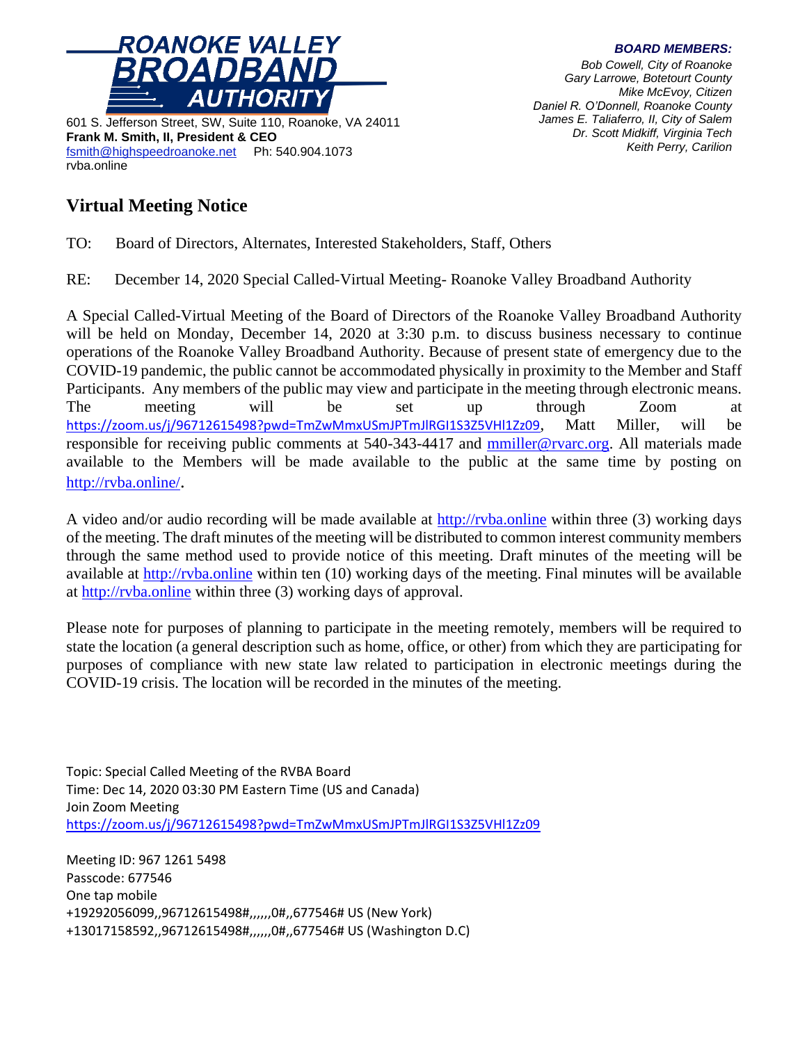**ROANOKE VALLEY BROADBAND AUTHORITY**

601 S. Jefferson Street, SW, Suite 110, Roanoke, VA 24011
**Frank M. Smith, II, President & CEO**
fsmith@highspeedroanoke.net    Ph: 540.904.1073
rvba.online

***BOARD MEMBERS:***

*Bob Cowell, City of Roanoke*
*Gary Larrowe, Botetourt County*
*Mike McEvoy, Citizen*
*Daniel R. O'Donnell, Roanoke County*
*James E. Taliaferro, II, City of Salem*
*Dr. Scott Midkiff, Virginia Tech*
*Keith Perry, Carilion*

## Virtual Meeting Notice

TO: Board of Directors, Alternates, Interested Stakeholders, Staff, Others

RE: December 14, 2020 Special Called-Virtual Meeting- Roanoke Valley Broadband Authority

A Special Called-Virtual Meeting of the Board of Directors of the Roanoke Valley Broadband Authority will be held on Monday, December 14, 2020 at 3:30 p.m. to discuss business necessary to continue operations of the Roanoke Valley Broadband Authority. Because of present state of emergency due to the COVID-19 pandemic, the public cannot be accommodated physically in proximity to the Member and Staff Participants. Any members of the public may view and participate in the meeting through electronic means. The meeting will be set up through Zoom at https://zoom.us/j/96712615498?pwd=TmZwMmxUSmJPTmJlRGI1S3Z5VHl1Zz09, Matt Miller, will be responsible for receiving public comments at 540-343-4417 and mmiller@rvarc.org. All materials made available to the Members will be made available to the public at the same time by posting on http://rvba.online/.

A video and/or audio recording will be made available at http://rvba.online within three (3) working days of the meeting. The draft minutes of the meeting will be distributed to common interest community members through the same method used to provide notice of this meeting. Draft minutes of the meeting will be available at http://rvba.online within ten (10) working days of the meeting. Final minutes will be available at http://rvba.online within three (3) working days of approval.

Please note for purposes of planning to participate in the meeting remotely, members will be required to state the location (a general description such as home, office, or other) from which they are participating for purposes of compliance with new state law related to participation in electronic meetings during the COVID-19 crisis. The location will be recorded in the minutes of the meeting.

Topic: Special Called Meeting of the RVBA Board
Time: Dec 14, 2020 03:30 PM Eastern Time (US and Canada)
Join Zoom Meeting
https://zoom.us/j/96712615498?pwd=TmZwMmxUSmJPTmJlRGI1S3Z5VHl1Zz09

Meeting ID: 967 1261 5498
Passcode: 677546
One tap mobile
+19292056099,,96712615498#,,,,,,0#,,677546# US (New York)
+13017158592,,96712615498#,,,,,,0#,,677546# US (Washington D.C)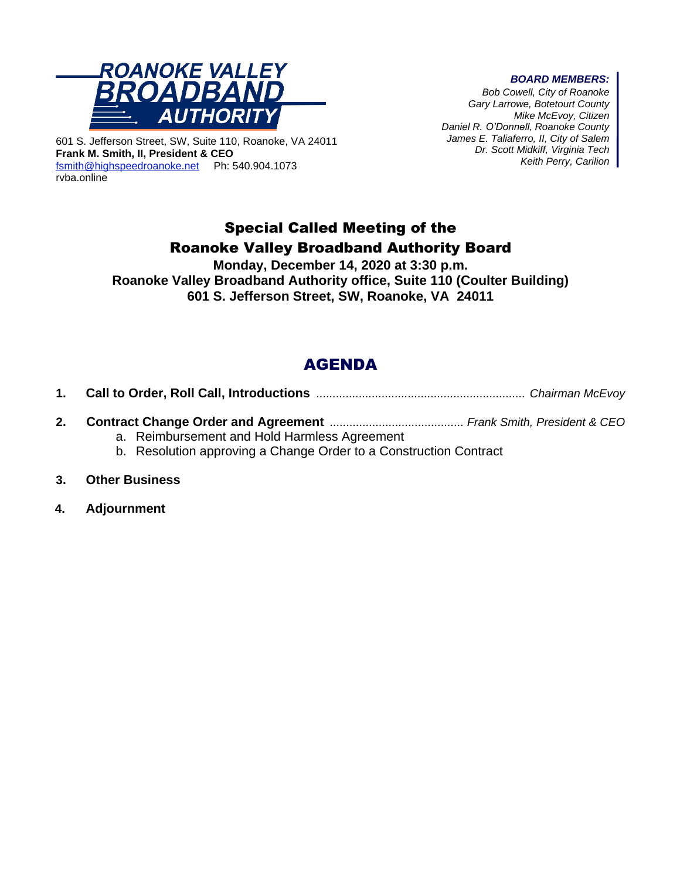**ROANOKE VALLEY BROADBAND AUTHORITY**

601 S. Jefferson Street, SW, Suite 110, Roanoke, VA 24011
**Frank M. Smith, II, President & CEO**
fsmith@highspeedroanoke.net Ph: 540.904.1073
rvba.online

***BOARD MEMBERS:***
*Bob Cowell, City of Roanoke*
*Gary Larrowe, Botetourt County*
*Mike McEvoy, Citizen*
*Daniel R. O'Donnell, Roanoke County*
*James E. Taliaferro, II, City of Salem*
*Dr. Scott Midkiff, Virginia Tech*
*Keith Perry, Carilion*

# Special Called Meeting of the Roanoke Valley Broadband Authority Board

**Monday, December 14, 2020 at 3:30 p.m.**
**Roanoke Valley Broadband Authority office, Suite 110 (Coulter Building)**
**601 S. Jefferson Street, SW, Roanoke, VA 24011**

## AGENDA

1. **Call to Order, Roll Call, Introductions** ................................................................ *Chairman McEvoy*
2. **Contract Change Order and Agreement** ......................................... *Frank Smith, President & CEO*
   a. Reimbursement and Hold Harmless Agreement
   b. Resolution approving a Change Order to a Construction Contract
3. **Other Business**
4. **Adjournment**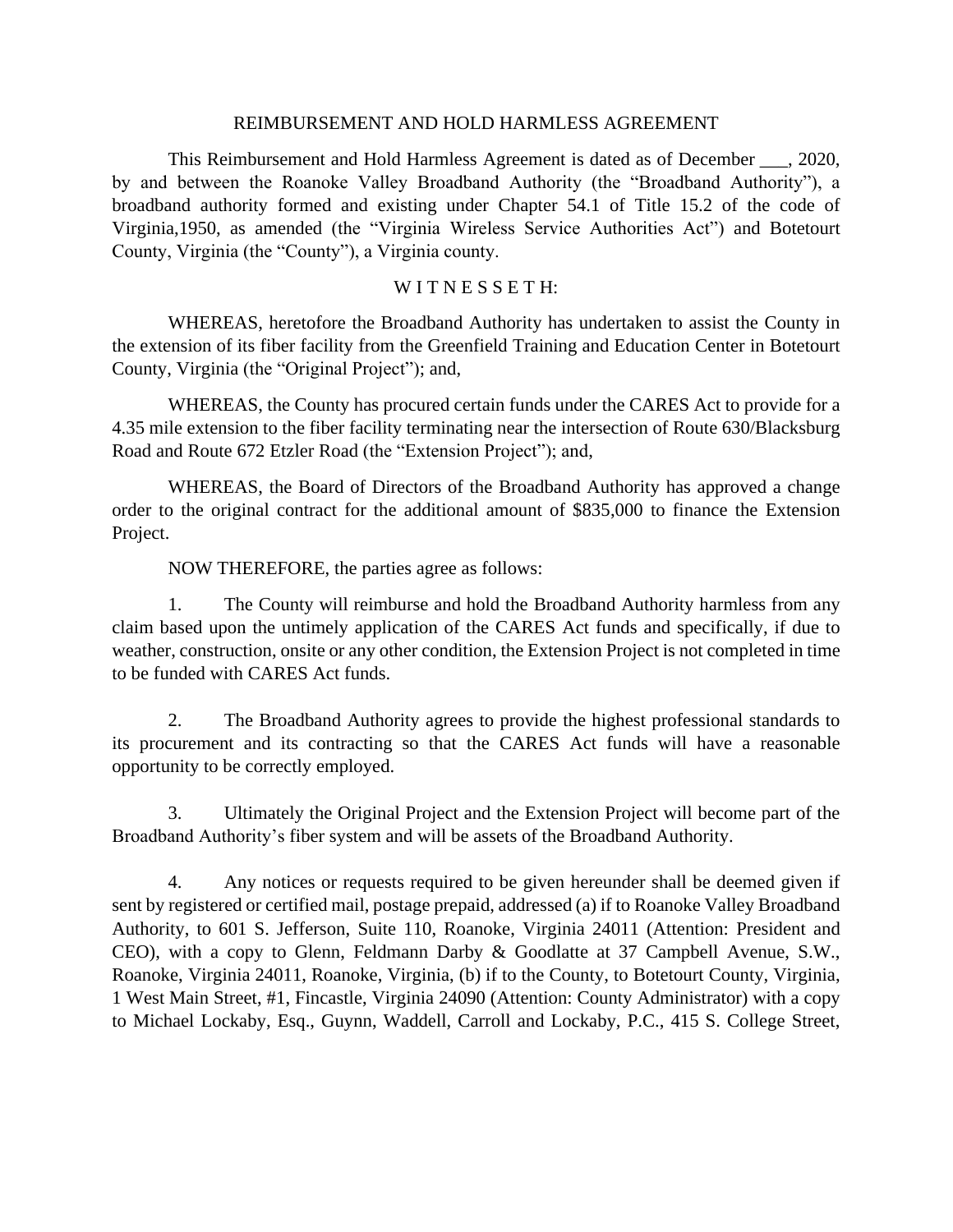# REIMBURSEMENT AND HOLD HARMLESS AGREEMENT

This Reimbursement and Hold Harmless Agreement is dated as of December ___, 2020, by and between the Roanoke Valley Broadband Authority (the "Broadband Authority"), a broadband authority formed and existing under Chapter 54.1 of Title 15.2 of the code of Virginia,1950, as amended (the "Virginia Wireless Service Authorities Act") and Botetourt County, Virginia (the "County"), a Virginia county.

W I T N E S S E T H:

WHEREAS, heretofore the Broadband Authority has undertaken to assist the County in the extension of its fiber facility from the Greenfield Training and Education Center in Botetourt County, Virginia (the "Original Project"); and,

WHEREAS, the County has procured certain funds under the CARES Act to provide for a 4.35 mile extension to the fiber facility terminating near the intersection of Route 630/Blacksburg Road and Route 672 Etzler Road (the "Extension Project"); and,

WHEREAS, the Board of Directors of the Broadband Authority has approved a change order to the original contract for the additional amount of $835,000 to finance the Extension Project.

NOW THEREFORE, the parties agree as follows:

1. The County will reimburse and hold the Broadband Authority harmless from any claim based upon the untimely application of the CARES Act funds and specifically, if due to weather, construction, onsite or any other condition, the Extension Project is not completed in time to be funded with CARES Act funds.

2. The Broadband Authority agrees to provide the highest professional standards to its procurement and its contracting so that the CARES Act funds will have a reasonable opportunity to be correctly employed.

3. Ultimately the Original Project and the Extension Project will become part of the Broadband Authority's fiber system and will be assets of the Broadband Authority.

4. Any notices or requests required to be given hereunder shall be deemed given if sent by registered or certified mail, postage prepaid, addressed (a) if to Roanoke Valley Broadband Authority, to 601 S. Jefferson, Suite 110, Roanoke, Virginia 24011 (Attention: President and CEO), with a copy to Glenn, Feldmann Darby & Goodlatte at 37 Campbell Avenue, S.W., Roanoke, Virginia 24011, Roanoke, Virginia, (b) if to the County, to Botetourt County, Virginia, 1 West Main Street, #1, Fincastle, Virginia 24090 (Attention: County Administrator) with a copy to Michael Lockaby, Esq., Guynn, Waddell, Carroll and Lockaby, P.C., 415 S. College Street,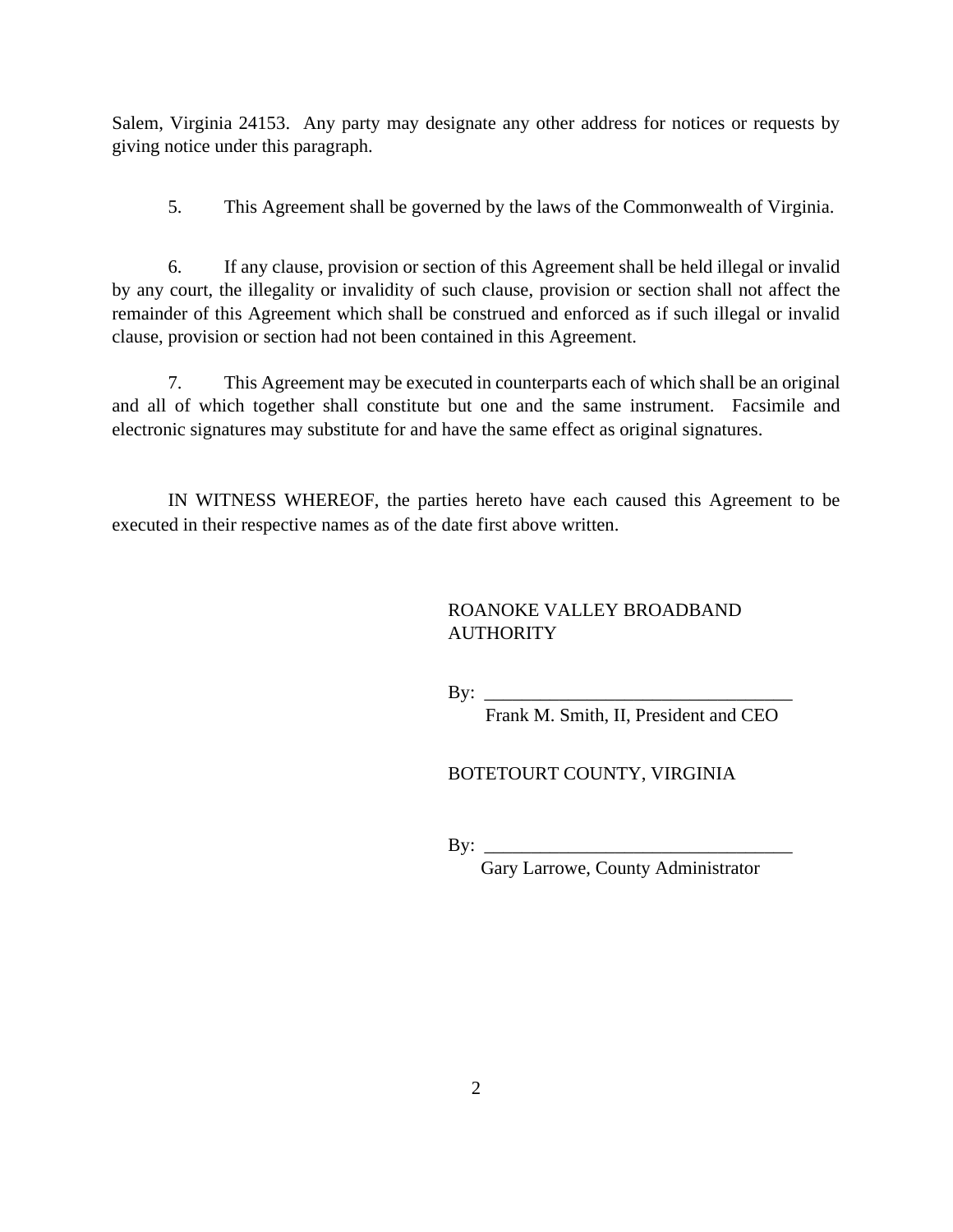Salem, Virginia 24153. Any party may designate any other address for notices or requests by giving notice under this paragraph.

5. This Agreement shall be governed by the laws of the Commonwealth of Virginia.

6. If any clause, provision or section of this Agreement shall be held illegal or invalid by any court, the illegality or invalidity of such clause, provision or section shall not affect the remainder of this Agreement which shall be construed and enforced as if such illegal or invalid clause, provision or section had not been contained in this Agreement.

7. This Agreement may be executed in counterparts each of which shall be an original and all of which together shall constitute but one and the same instrument. Facsimile and electronic signatures may substitute for and have the same effect as original signatures.

IN WITNESS WHEREOF, the parties hereto have each caused this Agreement to be executed in their respective names as of the date first above written.

ROANOKE VALLEY BROADBAND AUTHORITY

By: _________________________________
Frank M. Smith, II, President and CEO

BOTETOURT COUNTY, VIRGINIA

By: _________________________________
Gary Larrowe, County Administrator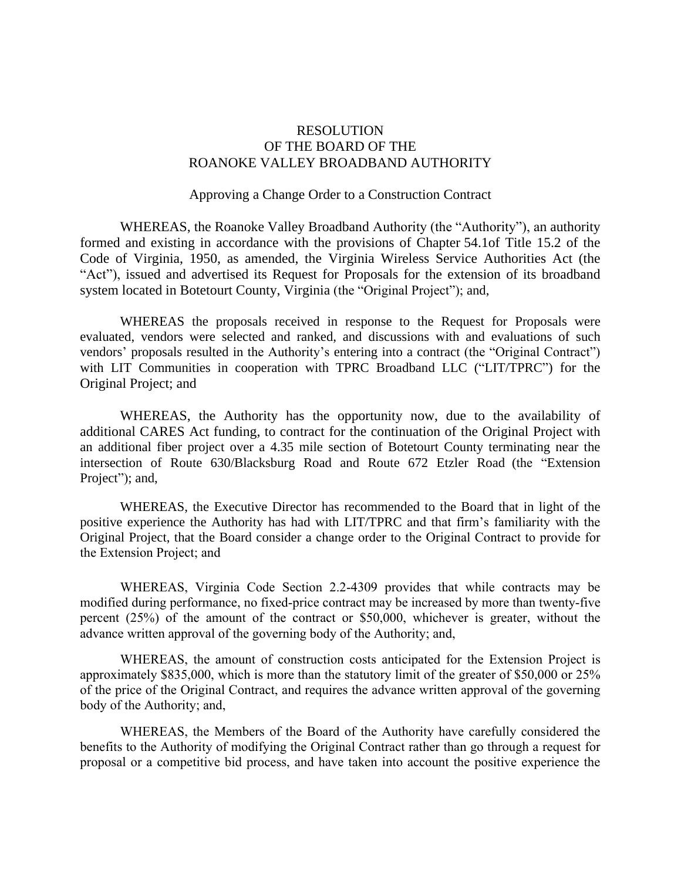RESOLUTION
OF THE BOARD OF THE
ROANOKE VALLEY BROADBAND AUTHORITY

Approving a Change Order to a Construction Contract

WHEREAS, the Roanoke Valley Broadband Authority (the "Authority"), an authority formed and existing in accordance with the provisions of Chapter 54.1of Title 15.2 of the Code of Virginia, 1950, as amended, the Virginia Wireless Service Authorities Act (the "Act"), issued and advertised its Request for Proposals for the extension of its broadband system located in Botetourt County, Virginia (the "Original Project"); and,

WHEREAS the proposals received in response to the Request for Proposals were evaluated, vendors were selected and ranked, and discussions with and evaluations of such vendors' proposals resulted in the Authority's entering into a contract (the "Original Contract") with LIT Communities in cooperation with TPRC Broadband LLC ("LIT/TPRC") for the Original Project; and

WHEREAS, the Authority has the opportunity now, due to the availability of additional CARES Act funding, to contract for the continuation of the Original Project with an additional fiber project over a 4.35 mile section of Botetourt County terminating near the intersection of Route 630/Blacksburg Road and Route 672 Etzler Road (the "Extension Project"); and,

WHEREAS, the Executive Director has recommended to the Board that in light of the positive experience the Authority has had with LIT/TPRC and that firm's familiarity with the Original Project, that the Board consider a change order to the Original Contract to provide for the Extension Project; and

WHEREAS, Virginia Code Section 2.2-4309 provides that while contracts may be modified during performance, no fixed-price contract may be increased by more than twenty-five percent (25%) of the amount of the contract or $50,000, whichever is greater, without the advance written approval of the governing body of the Authority; and,

WHEREAS, the amount of construction costs anticipated for the Extension Project is approximately $835,000, which is more than the statutory limit of the greater of $50,000 or 25% of the price of the Original Contract, and requires the advance written approval of the governing body of the Authority; and,

WHEREAS, the Members of the Board of the Authority have carefully considered the benefits to the Authority of modifying the Original Contract rather than go through a request for proposal or a competitive bid process, and have taken into account the positive experience the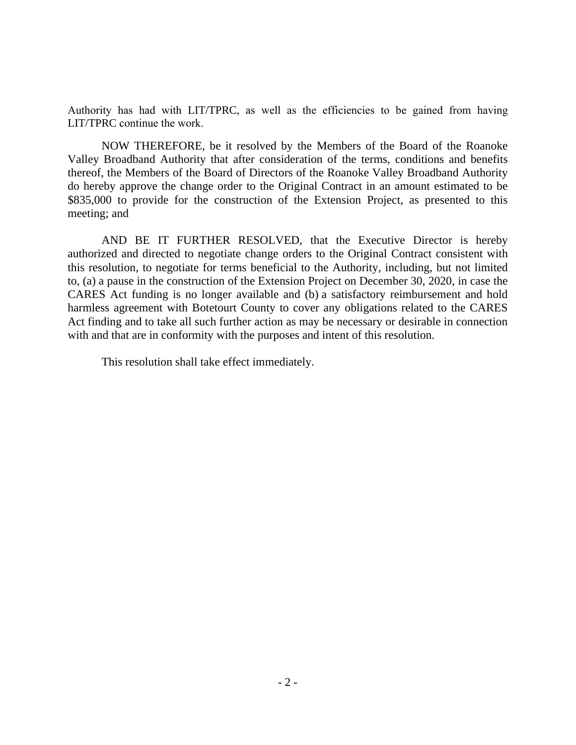Authority has had with LIT/TPRC, as well as the efficiencies to be gained from having LIT/TPRC continue the work.

NOW THEREFORE, be it resolved by the Members of the Board of the Roanoke Valley Broadband Authority that after consideration of the terms, conditions and benefits thereof, the Members of the Board of Directors of the Roanoke Valley Broadband Authority do hereby approve the change order to the Original Contract in an amount estimated to be $835,000 to provide for the construction of the Extension Project, as presented to this meeting; and

AND BE IT FURTHER RESOLVED, that the Executive Director is hereby authorized and directed to negotiate change orders to the Original Contract consistent with this resolution, to negotiate for terms beneficial to the Authority, including, but not limited to, (a) a pause in the construction of the Extension Project on December 30, 2020, in case the CARES Act funding is no longer available and (b) a satisfactory reimbursement and hold harmless agreement with Botetourt County to cover any obligations related to the CARES Act finding and to take all such further action as may be necessary or desirable in connection with and that are in conformity with the purposes and intent of this resolution.

This resolution shall take effect immediately.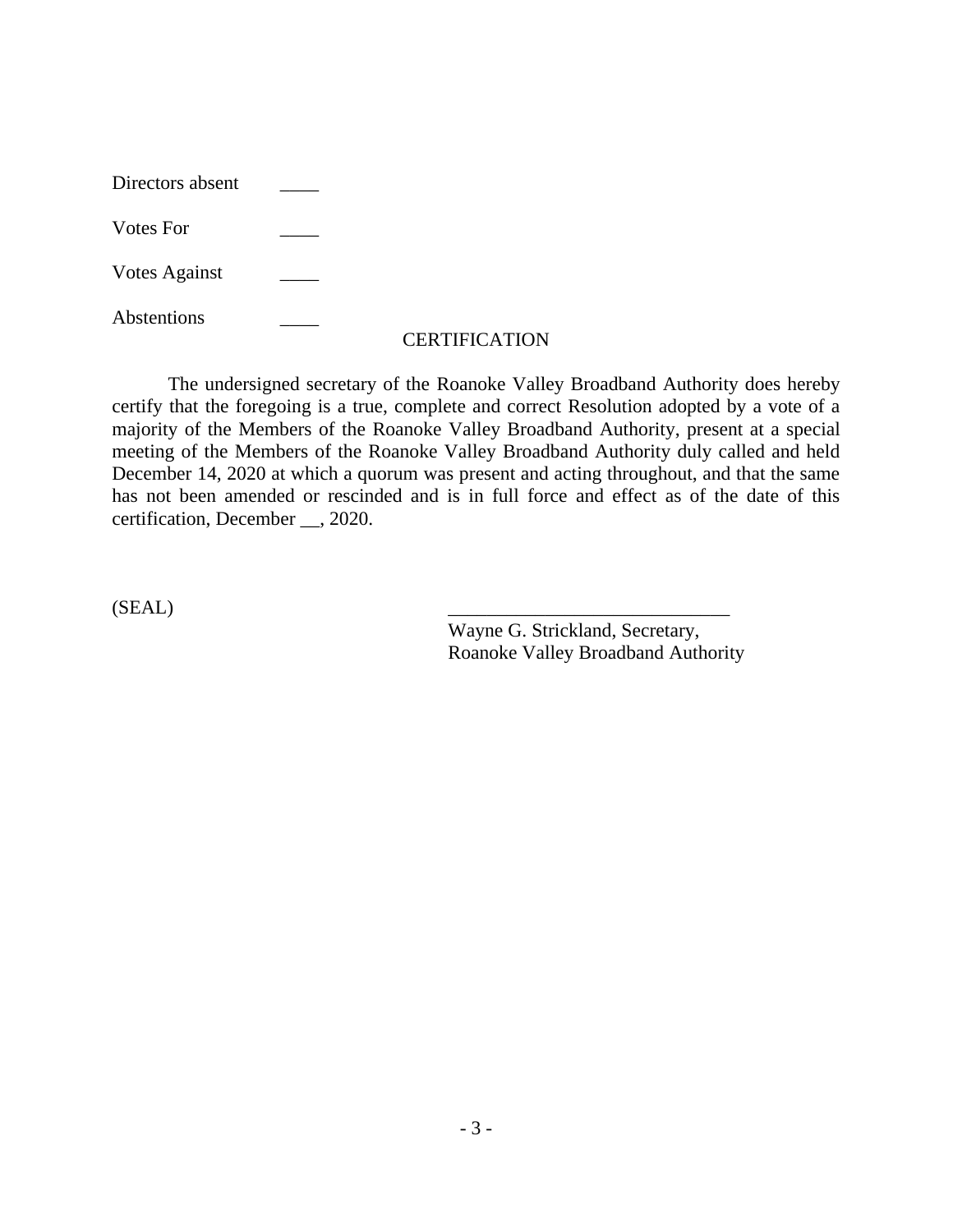Directors absent ____

Votes For ____

Votes Against ____

Abstentions ____

CERTIFICATION

The undersigned secretary of the Roanoke Valley Broadband Authority does hereby certify that the foregoing is a true, complete and correct Resolution adopted by a vote of a majority of the Members of the Roanoke Valley Broadband Authority, present at a special meeting of the Members of the Roanoke Valley Broadband Authority duly called and held December 14, 2020 at which a quorum was present and acting throughout, and that the same has not been amended or rescinded and is in full force and effect as of the date of this certification, December __, 2020.

(SEAL)

_____________________________
Wayne G. Strickland, Secretary,
Roanoke Valley Broadband Authority